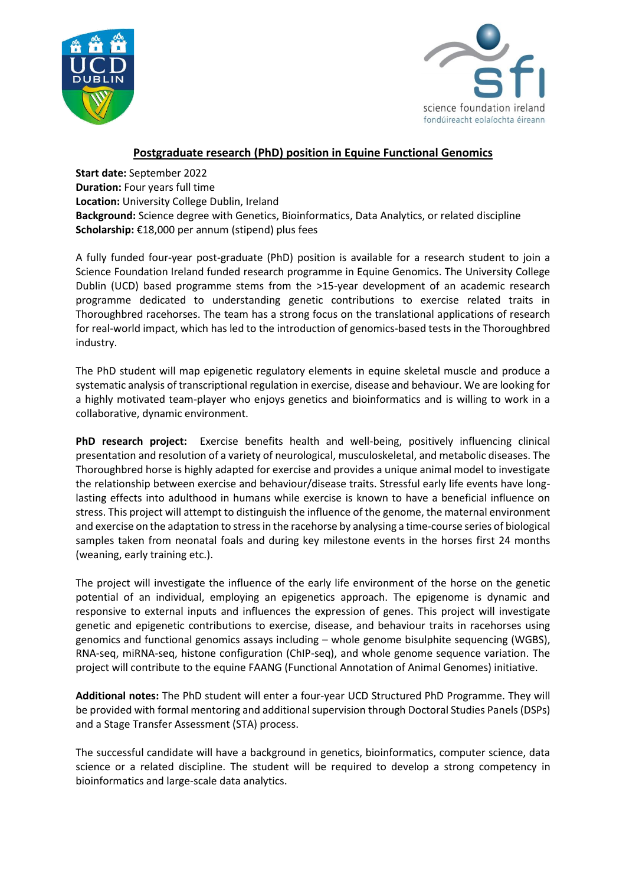## Postgraduate research (PhD) position in Equine Functional Genomics

**Start date:** September 2022
**Duration:** Four years full time
**Location:** University College Dublin, Ireland
**Background:** Science degree with Genetics, Bioinformatics, Data Analytics, or related discipline
**Scholarship:** €18,000 per annum (stipend) plus fees

A fully funded four-year post-graduate (PhD) position is available for a research student to join a Science Foundation Ireland funded research programme in Equine Genomics. The University College Dublin (UCD) based programme stems from the >15-year development of an academic research programme dedicated to understanding genetic contributions to exercise related traits in Thoroughbred racehorses. The team has a strong focus on the translational applications of research for real-world impact, which has led to the introduction of genomics-based tests in the Thoroughbred industry.

The PhD student will map epigenetic regulatory elements in equine skeletal muscle and produce a systematic analysis of transcriptional regulation in exercise, disease and behaviour. We are looking for a highly motivated team-player who enjoys genetics and bioinformatics and is willing to work in a collaborative, dynamic environment.

**PhD research project:** Exercise benefits health and well-being, positively influencing clinical presentation and resolution of a variety of neurological, musculoskeletal, and metabolic diseases. The Thoroughbred horse is highly adapted for exercise and provides a unique animal model to investigate the relationship between exercise and behaviour/disease traits. Stressful early life events have long-lasting effects into adulthood in humans while exercise is known to have a beneficial influence on stress. This project will attempt to distinguish the influence of the genome, the maternal environment and exercise on the adaptation to stress in the racehorse by analysing a time-course series of biological samples taken from neonatal foals and during key milestone events in the horses first 24 months (weaning, early training etc.).

The project will investigate the influence of the early life environment of the horse on the genetic potential of an individual, employing an epigenetics approach. The epigenome is dynamic and responsive to external inputs and influences the expression of genes. This project will investigate genetic and epigenetic contributions to exercise, disease, and behaviour traits in racehorses using genomics and functional genomics assays including – whole genome bisulphite sequencing (WGBS), RNA-seq, miRNA-seq, histone configuration (ChIP-seq), and whole genome sequence variation. The project will contribute to the equine FAANG (Functional Annotation of Animal Genomes) initiative.

**Additional notes:** The PhD student will enter a four-year UCD Structured PhD Programme. They will be provided with formal mentoring and additional supervision through Doctoral Studies Panels (DSPs) and a Stage Transfer Assessment (STA) process.

The successful candidate will have a background in genetics, bioinformatics, computer science, data science or a related discipline. The student will be required to develop a strong competency in bioinformatics and large-scale data analytics.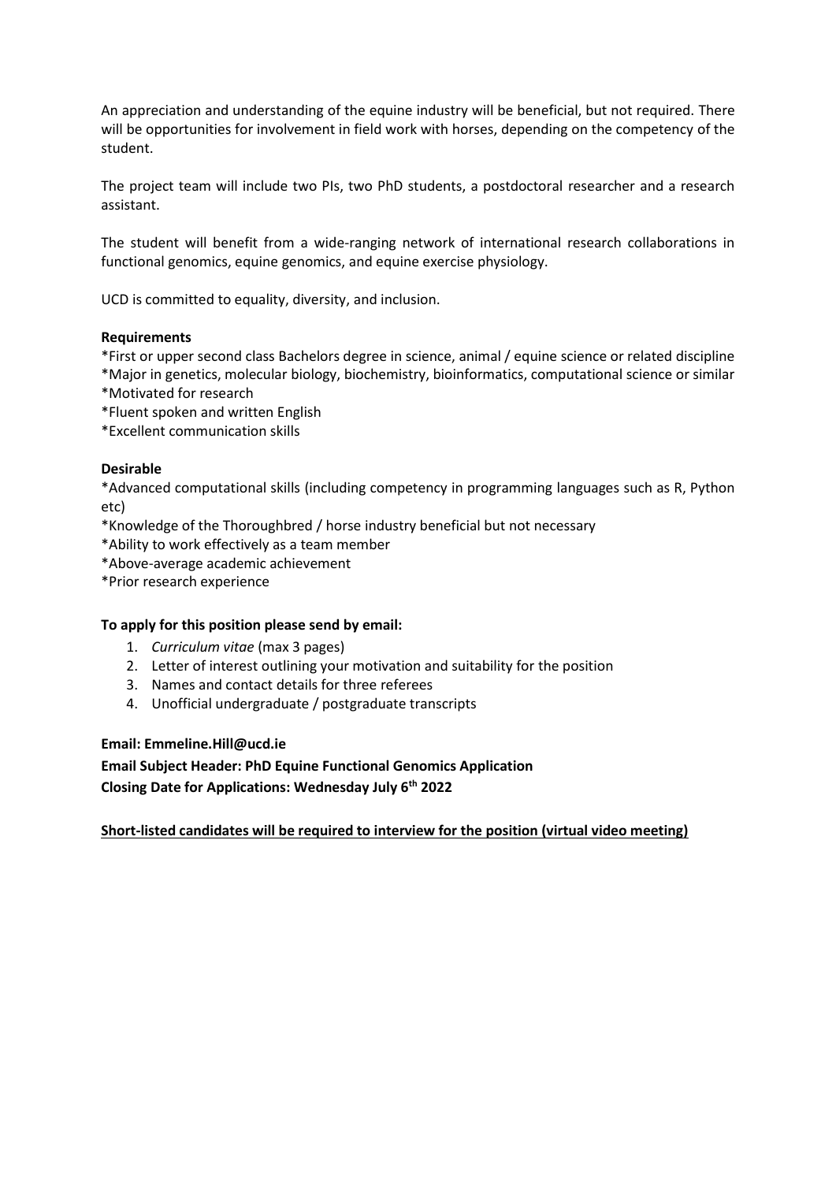An appreciation and understanding of the equine industry will be beneficial, but not required. There will be opportunities for involvement in field work with horses, depending on the competency of the student.

The project team will include two PIs, two PhD students, a postdoctoral researcher and a research assistant.

The student will benefit from a wide-ranging network of international research collaborations in functional genomics, equine genomics, and equine exercise physiology.

UCD is committed to equality, diversity, and inclusion.

**Requirements**

*First or upper second class Bachelors degree in science, animal / equine science or related discipline
*Major in genetics, molecular biology, biochemistry, bioinformatics, computational science or similar
*Motivated for research
*Fluent spoken and written English
*Excellent communication skills

**Desirable**

*Advanced computational skills (including competency in programming languages such as R, Python etc)
*Knowledge of the Thoroughbred / horse industry beneficial but not necessary
*Ability to work effectively as a team member
*Above-average academic achievement
*Prior research experience

**To apply for this position please send by email:**

1. *Curriculum vitae* (max 3 pages)
2. Letter of interest outlining your motivation and suitability for the position
3. Names and contact details for three referees
4. Unofficial undergraduate / postgraduate transcripts

**Email: Emmeline.Hill@ucd.ie**

**Email Subject Header: PHD Equine Functional Genomics Application**

**Closing Date for Applications: Wednesday July 6th 2022**

**<u>Short-listed candidates will be required to interview for the position (virtual video meeting)</u>**